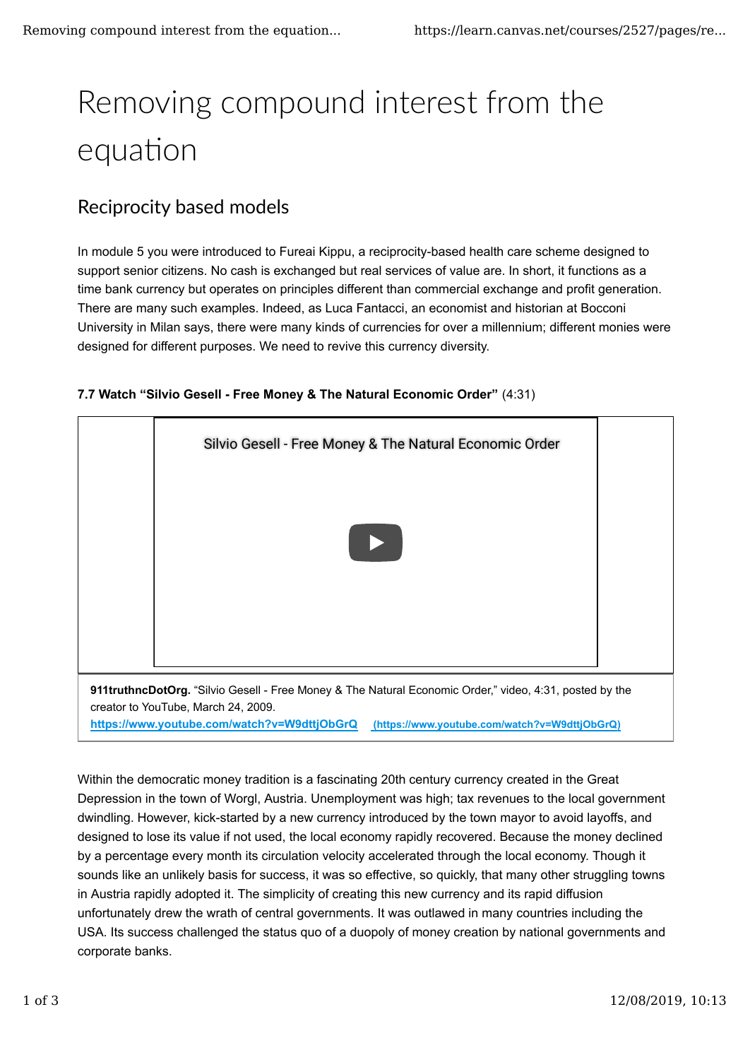# Removing compound interest from the equation

## Reciprocity based models

In module 5 you were introduced to Fureai Kippu, a reciprocity-based health care scheme designed to support senior citizens. No cash is exchanged but real services of value are. In short, it functions as a time bank currency but operates on principles different than commercial exchange and profit generation. There are many such examples. Indeed, as Luca Fantacci, an economist and historian at Bocconi University in Milan says, there were many kinds of currencies for over a millennium; different monies were designed for different purposes. We need to revive this currency diversity.

**7.7 Watch "Silvio Gesell - Free Money & The Natural Economic Order"** (4:31)

Silvio Gesell - Free Money & The Natural Economic Order

**911truthncDotOrg.** "Silvio Gesell - Free Money & The Natural Economic Order," video, 4:31, posted by the creator to YouTube, March 24, 2009.
https://www.youtube.com/watch?v=W9dttjObGrQ (https://www.youtube.com/watch?v=W9dttjObGrQ)

Within the democratic money tradition is a fascinating 20th century currency created in the Great Depression in the town of Worgl, Austria. Unemployment was high; tax revenues to the local government dwindling. However, kick-started by a new currency introduced by the town mayor to avoid layoffs, and designed to lose its value if not used, the local economy rapidly recovered. Because the money declined by a percentage every month its circulation velocity accelerated through the local economy. Though it sounds like an unlikely basis for success, it was so effective, so quickly, that many other struggling towns in Austria rapidly adopted it. The simplicity of creating this new currency and its rapid diffusion unfortunately drew the wrath of central governments. It was outlawed in many countries including the USA. Its success challenged the status quo of a duopoly of money creation by national governments and corporate banks.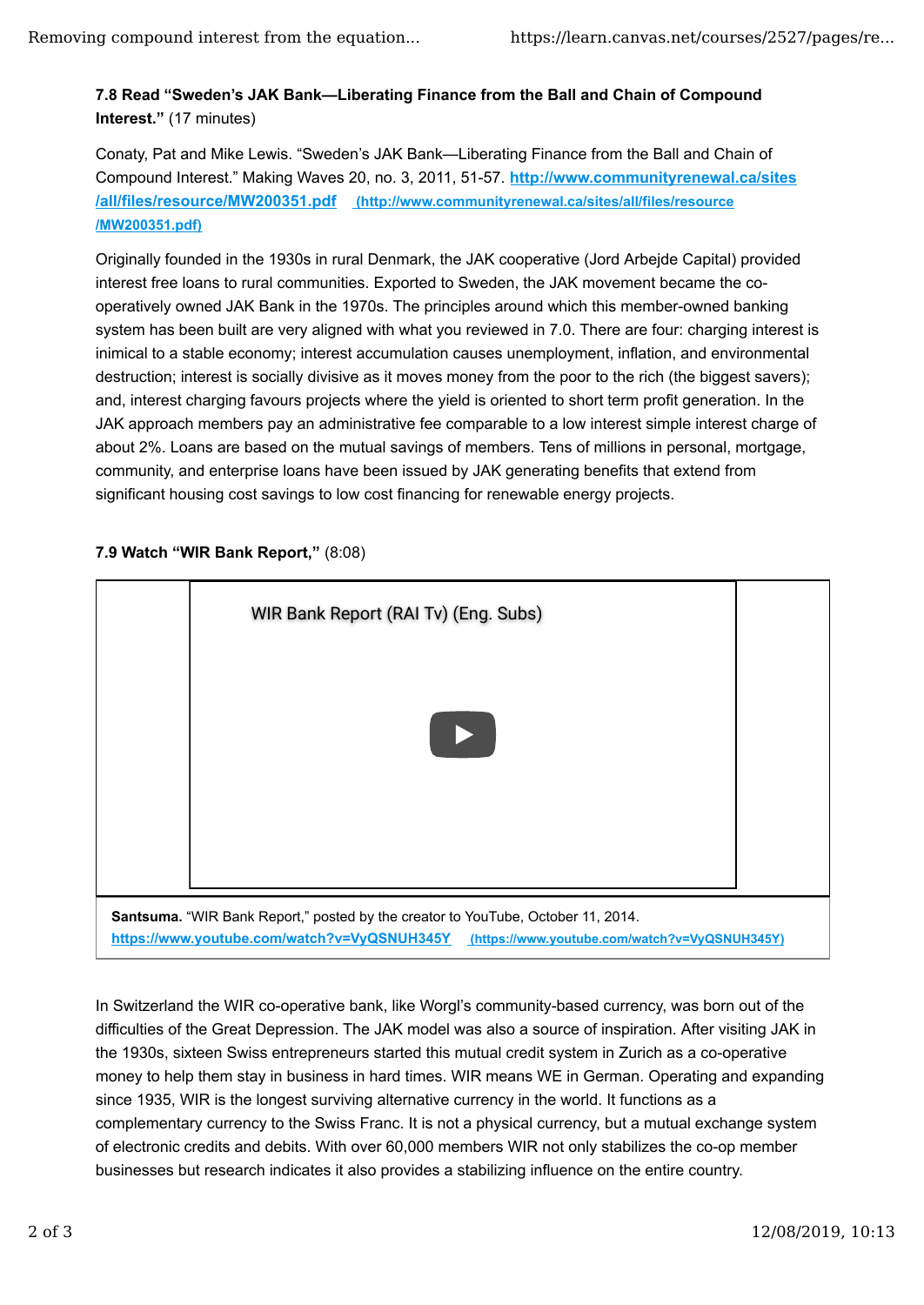**7.8 Read "Sweden's JAK Bank—Liberating Finance from the Ball and Chain of Compound Interest."** (17 minutes)

Conaty, Pat and Mike Lewis. "Sweden's JAK Bank—Liberating Finance from the Ball and Chain of Compound Interest." Making Waves 20, no. 3, 2011, 51-57. **http://www.communityrenewal.ca/sites/all/files/resource/MW200351.pdf** (http://www.communityrenewal.ca/sites/all/files/resource/MW200351.pdf)

Originally founded in the 1930s in rural Denmark, the JAK cooperative (Jord Arbejde Capital) provided interest free loans to rural communities. Exported to Sweden, the JAK movement became the co-operatively owned JAK Bank in the 1970s. The principles around which this member-owned banking system has been built are very aligned with what you reviewed in 7.0. There are four: charging interest is inimical to a stable economy; interest accumulation causes unemployment, inflation, and environmental destruction; interest is socially divisive as it moves money from the poor to the rich (the biggest savers); and, interest charging favours projects where the yield is oriented to short term profit generation. In the JAK approach members pay an administrative fee comparable to a low interest simple interest charge of about 2%. Loans are based on the mutual savings of members. Tens of millions in personal, mortgage, community, and enterprise loans have been issued by JAK generating benefits that extend from significant housing cost savings to low cost financing for renewable energy projects.

**7.9 Watch "WIR Bank Report,"** (8:08)

WIR Bank Report (RAI Tv) (Eng. Subs)

**Santsuma.** "WIR Bank Report," posted by the creator to YouTube, October 11, 2014. **https://www.youtube.com/watch?v=VyQSNUH345Y** (https://www.youtube.com/watch?v=VyQSNUH345Y)

In Switzerland the WIR co-operative bank, like Worgl's community-based currency, was born out of the difficulties of the Great Depression. The JAK model was also a source of inspiration. After visiting JAK in the 1930s, sixteen Swiss entrepreneurs started this mutual credit system in Zurich as a co-operative money to help them stay in business in hard times. WIR means WE in German. Operating and expanding since 1935, WIR is the longest surviving alternative currency in the world. It functions as a complementary currency to the Swiss Franc. It is not a physical currency, but a mutual exchange system of electronic credits and debits. With over 60,000 members WIR not only stabilizes the co-op member businesses but research indicates it also provides a stabilizing influence on the entire country.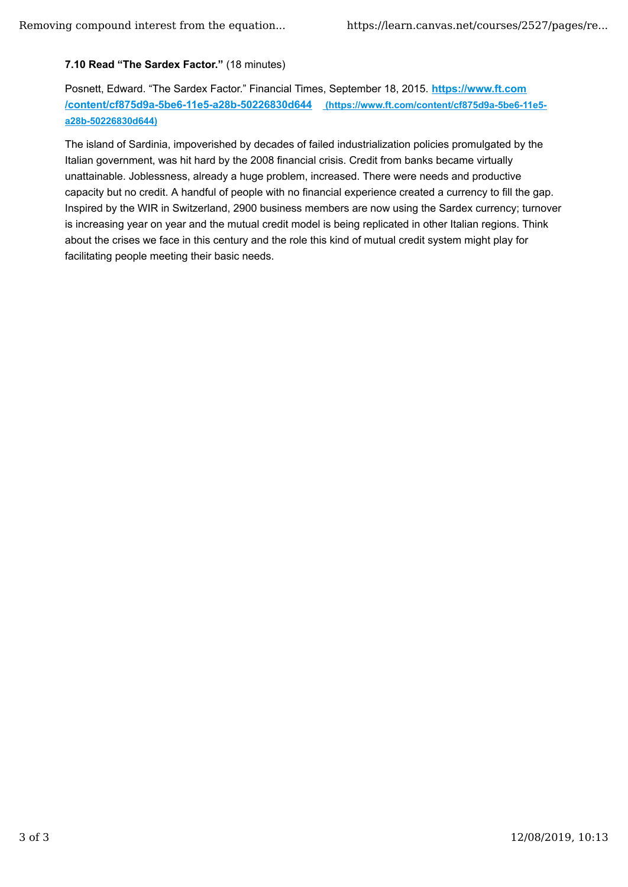**7.10 Read "The Sardex Factor."** (18 minutes)

Posnett, Edward. "The Sardex Factor." Financial Times, September 18, 2015. **https://www.ft.com/content/cf875d9a-5be6-11e5-a28b-50226830d644** (https://www.ft.com/content/cf875d9a-5be6-11e5-a28b-50226830d644)

The island of Sardinia, impoverished by decades of failed industrialization policies promulgated by the Italian government, was hit hard by the 2008 financial crisis. Credit from banks became virtually unattainable. Joblessness, already a huge problem, increased. There were needs and productive capacity but no credit. A handful of people with no financial experience created a currency to fill the gap. Inspired by the WIR in Switzerland, 2900 business members are now using the Sardex currency; turnover is increasing year on year and the mutual credit model is being replicated in other Italian regions. Think about the crises we face in this century and the role this kind of mutual credit system might play for facilitating people meeting their basic needs.